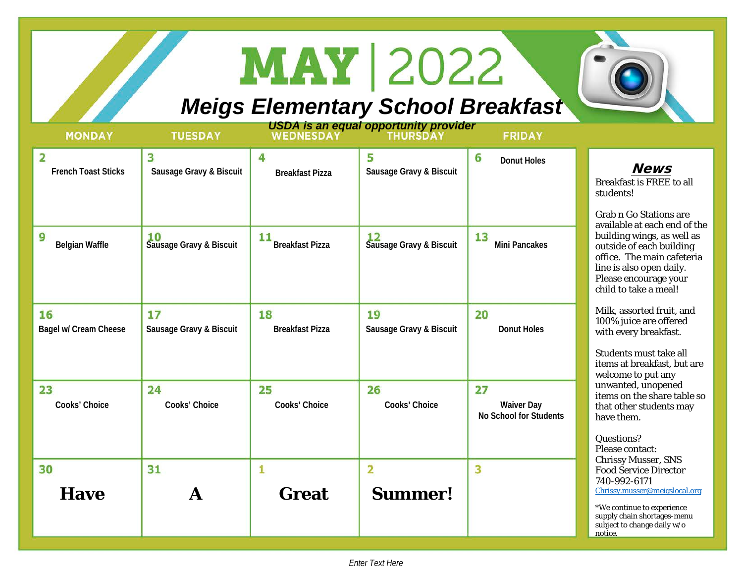# MAY | 2022

## *Meigs Elementary School Breakfast*

***USDA is an equal opportunity provider***

| MONDAY | TUESDAY | WEDNESDAY | THURSDAY | FRIDAY |
|---|---|---|---|---|
| 2 French Toast Sticks | 3 Sausage Gravy & Biscuit | 4 Breakfast Pizza | 5 Sausage Gravy & Biscuit | 6 Donut Holes |
| 9 Belgian Waffle | 10 Sausage Gravy & Biscuit | 11 Breakfast Pizza | 12 Sausage Gravy & Biscuit | 13 Mini Pancakes |
| 16 Bagel w/ Cream Cheese | 17 Sausage Gravy & Biscuit | 18 Breakfast Pizza | 19 Sausage Gravy & Biscuit | 20 Donut Holes |
| 23 Cooks' Choice | 24 Cooks' Choice | 25 Cooks' Choice | 26 Cooks' Choice | 27 Waiver Day No School for Students |
| 30 **Have** | 31 **A** | 1 **Great** | 2 **Summer!** | 3 |

## News

Breakfast is FREE to all students!

Grab n Go Stations are available at each end of the building wings, as well as outside of each building office. The main cafeteria line is also open daily. Please encourage your child to take a meal!

Milk, assorted fruit, and 100% juice are offered with every breakfast.

Students must take all items at breakfast, but are welcome to put any unwanted, unopened items on the share table so that other students may have them.

Questions?
Please contact:
Chrissy Musser, SNS
Food Service Director
740-992-6171
Chrissy.musser@meigslocal.org

*We continue to experience supply chain shortages-menu subject to change daily w/o notice.

*Enter Text Here*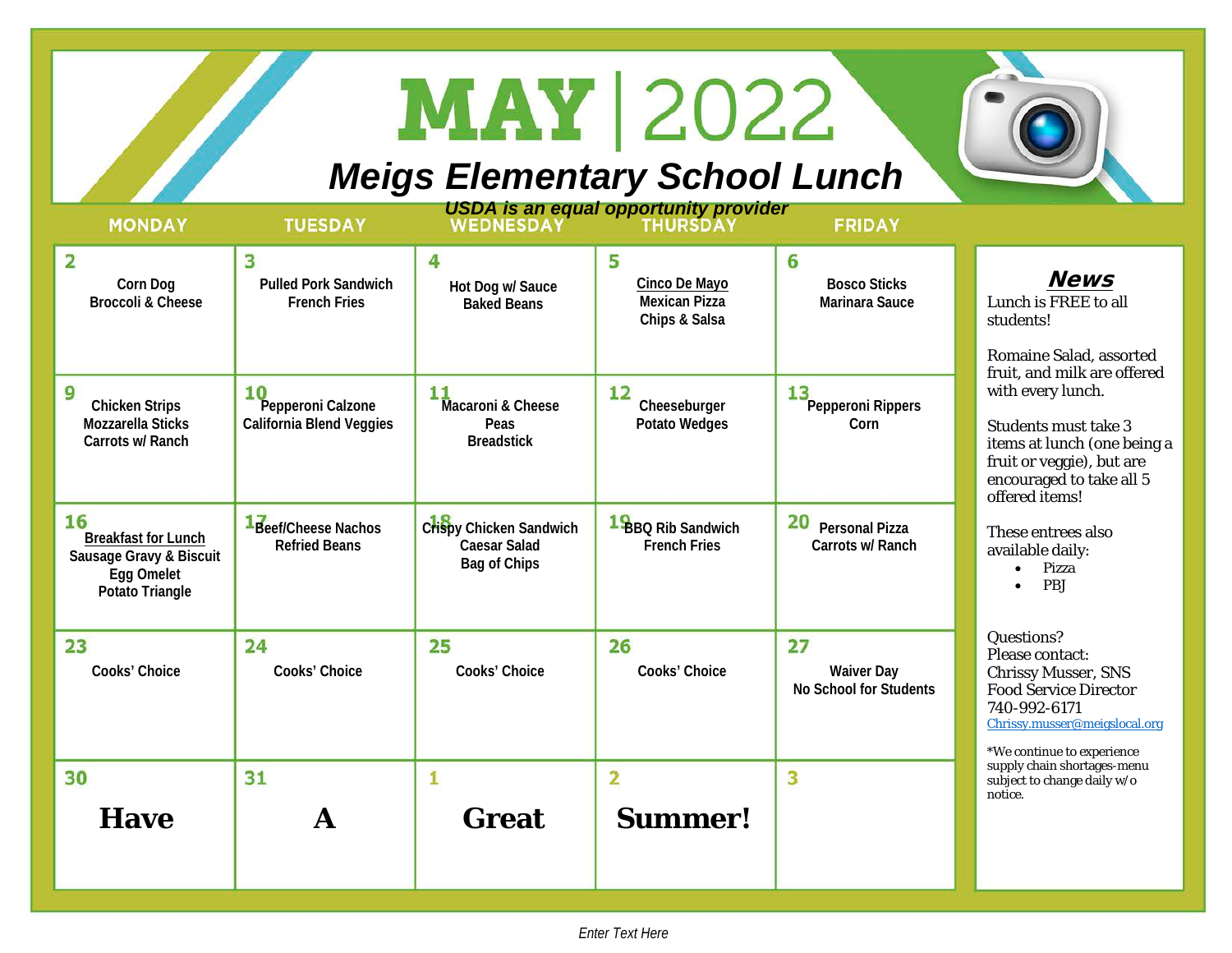# MAY | 2022

## Meigs Elementary School Lunch

*USDA is an equal opportunity provider*

| MONDAY | TUESDAY | WEDNESDAY | THURSDAY | FRIDAY |
|---|---|---|---|---|
| 2<br>Corn Dog<br>Broccoli & Cheese | 3<br>Pulled Pork Sandwich<br>French Fries | 4<br>Hot Dog w/ Sauce<br>Baked Beans | 5<br>Cinco De Mayo<br>Mexican Pizza<br>Chips & Salsa | 6<br>Bosco Sticks<br>Marinara Sauce |
| 9<br>Chicken Strips<br>Mozzarella Sticks<br>Carrots w/ Ranch | 10<br>Pepperoni Calzone<br>California Blend Veggies | 11<br>Macaroni & Cheese<br>Peas<br>Breadstick | 12<br>Cheeseburger<br>Potato Wedges | 13<br>Pepperoni Rippers<br>Corn |
| 16<br>Breakfast for Lunch<br>Sausage Gravy & Biscuit<br>Egg Omelet<br>Potato Triangle | 17<br>Beef/Cheese Nachos<br>Refried Beans | 18<br>Crispy Chicken Sandwich<br>Caesar Salad<br>Bag of Chips | 19<br>BBQ Rib Sandwich<br>French Fries | 20<br>Personal Pizza<br>Carrots w/ Ranch |
| 23<br>Cooks' Choice | 24<br>Cooks' Choice | 25<br>Cooks' Choice | 26<br>Cooks' Choice | 27<br>Waiver Day<br>No School for Students |
| 30<br>**Have** | 31<br>**A** | 1<br>**Great** | 2<br>**Summer!** | 3 |

## News

Lunch is FREE to all students!

Romaine Salad, assorted fruit, and milk are offered with every lunch.

Students must take 3 items at lunch (one being a fruit or veggie), but are encouraged to take all 5 offered items!

These entrees also available daily:

- Pizza
- PBJ

Questions?
Please contact:
Chrissy Musser, SNS
Food Service Director
740-992-6171
Chrissy.musser@meigslocal.org

*We continue to experience supply chain shortages-menu subject to change daily w/o notice.

*Enter Text Here*